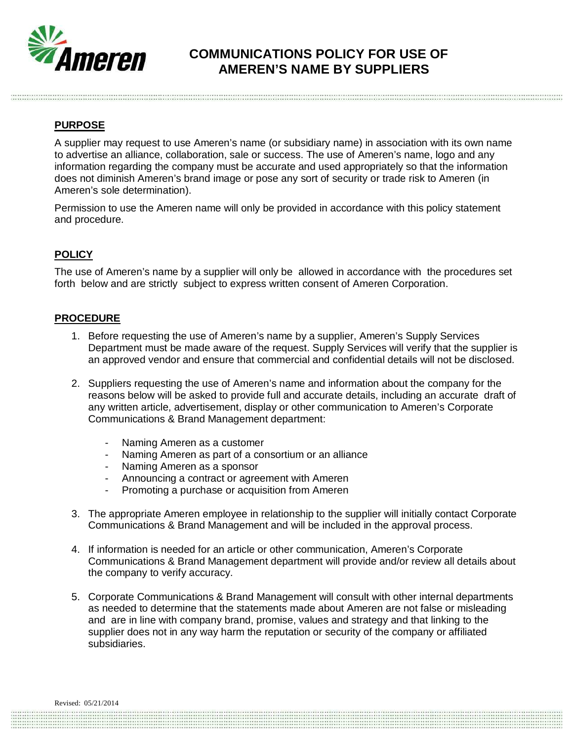# COMMUNICATIONS POLICY FOR USE OF AMEREN'S NAME BY SUPPLIERS

## PURPOSE

A supplier may request to use Ameren's name (or subsidiary name) in association with its own name to advertise an alliance, collaboration, sale or success. The use of Ameren's name, logo and any information regarding the company must be accurate and used appropriately so that the information does not diminish Ameren's brand image or pose any sort of security or trade risk to Ameren (in Ameren's sole determination).

Permission to use the Ameren name will only be provided in accordance with this policy statement and procedure.

## POLICY

The use of Ameren's name by a supplier will only be allowed in accordance with the procedures set forth below and are strictly subject to express written consent of Ameren Corporation.

## PROCEDURE

1. Before requesting the use of Ameren's name by a supplier, Ameren's Supply Services Department must be made aware of the request. Supply Services will verify that the supplier is an approved vendor and ensure that commercial and confidential details will not be disclosed.

2. Suppliers requesting the use of Ameren's name and information about the company for the reasons below will be asked to provide full and accurate details, including an accurate draft of any written article, advertisement, display or other communication to Ameren's Corporate Communications & Brand Management department:

   - Naming Ameren as a customer
   - Naming Ameren as part of a consortium or an alliance
   - Naming Ameren as a sponsor
   - Announcing a contract or agreement with Ameren
   - Promoting a purchase or acquisition from Ameren

3. The appropriate Ameren employee in relationship to the supplier will initially contact Corporate Communications & Brand Management and will be included in the approval process.

4. If information is needed for an article or other communication, Ameren's Corporate Communications & Brand Management department will provide and/or review all details about the company to verify accuracy.

5. Corporate Communications & Brand Management will consult with other internal departments as needed to determine that the statements made about Ameren are not false or misleading and are in line with company brand, promise, values and strategy and that linking to the supplier does not in any way harm the reputation or security of the company or affiliated subsidiaries.

Revised: 05/21/2014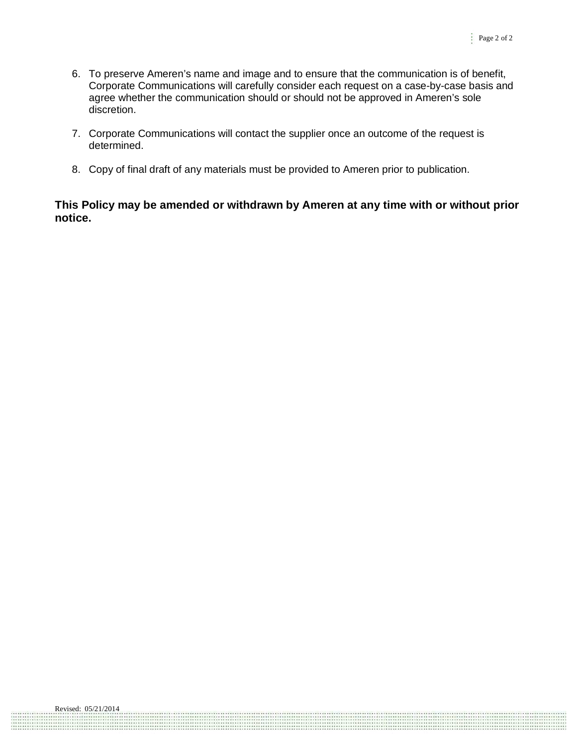6. To preserve Ameren's name and image and to ensure that the communication is of benefit, Corporate Communications will carefully consider each request on a case-by-case basis and agree whether the communication should or should not be approved in Ameren's sole discretion.

7. Corporate Communications will contact the supplier once an outcome of the request is determined.

8. Copy of final draft of any materials must be provided to Ameren prior to publication.

**This Policy may be amended or withdrawn by Ameren at any time with or without prior notice.**

Revised: 05/21/2014